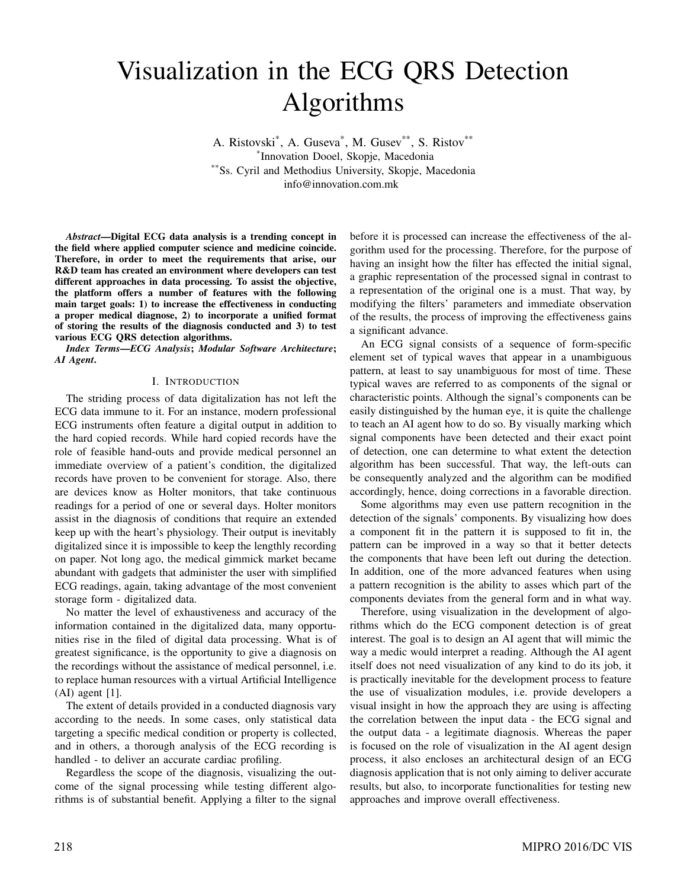# Visualization in the ECG QRS Detection Algorithms

A. Ristovski[*], A. Guseva[*], M. Gusev[**], S. Ristov[**]

[*]Innovation Dooel, Skopje, Macedonia

[**]Ss. Cyril and Methodius University, Skopje, Macedonia

info@innovation.com.mk

***Abstract*—Digital ECG data analysis is a trending concept in the field where applied computer science and medicine coincide. Therefore, in order to meet the requirements that arise, our R&D team has created an environment where developers can test different approaches in data processing. To assist the objective, the platform offers a number of features with the following main target goals: 1) to increase the effectiveness in conducting a proper medical diagnose, 2) to incorporate a unified format of storing the results of the diagnosis conducted and 3) to test various ECG QRS detection algorithms.**

***Index Terms*—ECG Analysis; *Modular Software Architecture*; *AI Agent*.**

## I. Introduction

The striding process of data digitalization has not left the ECG data immune to it. For an instance, modern professional ECG instruments often feature a digital output in addition to the hard copied records. While hard copied records have the role of feasible hand-outs and provide medical personnel an immediate overview of a patient's condition, the digitalized records have proven to be convenient for storage. Also, there are devices know as Holter monitors, that take continuous readings for a period of one or several days. Holter monitors assist in the diagnosis of conditions that require an extended keep up with the heart's physiology. Their output is inevitably digitalized since it is impossible to keep the lengthly recording on paper. Not long ago, the medical gimmick market became abundant with gadgets that administer the user with simplified ECG readings, again, taking advantage of the most convenient storage form - digitalized data.

No matter the level of exhaustiveness and accuracy of the information contained in the digitalized data, many opportunities rise in the filed of digital data processing. What is of greatest significance, is the opportunity to give a diagnosis on the recordings without the assistance of medical personnel, i.e. to replace human resources with a virtual Artificial Intelligence (AI) agent [1].

The extent of details provided in a conducted diagnosis vary according to the needs. In some cases, only statistical data targeting a specific medical condition or property is collected, and in others, a thorough analysis of the ECG recording is handled - to deliver an accurate cardiac profiling.

Regardless the scope of the diagnosis, visualizing the outcome of the signal processing while testing different algorithms is of substantial benefit. Applying a filter to the signal before it is processed can increase the effectiveness of the algorithm used for the processing. Therefore, for the purpose of having an insight how the filter has effected the initial signal, a graphic representation of the processed signal in contrast to a representation of the original one is a must. That way, by modifying the filters' parameters and immediate observation of the results, the process of improving the effectiveness gains a significant advance.

An ECG signal consists of a sequence of form-specific element set of typical waves that appear in a unambiguous pattern, at least to say unambiguous for most of time. These typical waves are referred to as components of the signal or characteristic points. Although the signal's components can be easily distinguished by the human eye, it is quite the challenge to teach an AI agent how to do so. By visually marking which signal components have been detected and their exact point of detection, one can determine to what extent the detection algorithm has been successful. That way, the left-outs can be consequently analyzed and the algorithm can be modified accordingly, hence, doing corrections in a favorable direction.

Some algorithms may even use pattern recognition in the detection of the signals' components. By visualizing how does a component fit in the pattern it is supposed to fit in, the pattern can be improved in a way so that it better detects the components that have been left out during the detection. In addition, one of the more advanced features when using a pattern recognition is the ability to asses which part of the components deviates from the general form and in what way.

Therefore, using visualization in the development of algorithms which do the ECG component detection is of great interest. The goal is to design an AI agent that will mimic the way a medic would interpret a reading. Although the AI agent itself does not need visualization of any kind to do its job, it is practically inevitable for the development process to feature the use of visualization modules, i.e. provide developers a visual insight in how the approach they are using is affecting the correlation between the input data - the ECG signal and the output data - a legitimate diagnosis. Whereas the paper is focused on the role of visualization in the AI agent design process, it also encloses an architectural design of an ECG diagnosis application that is not only aiming to deliver accurate results, but also, to incorporate functionalities for testing new approaches and improve overall effectiveness.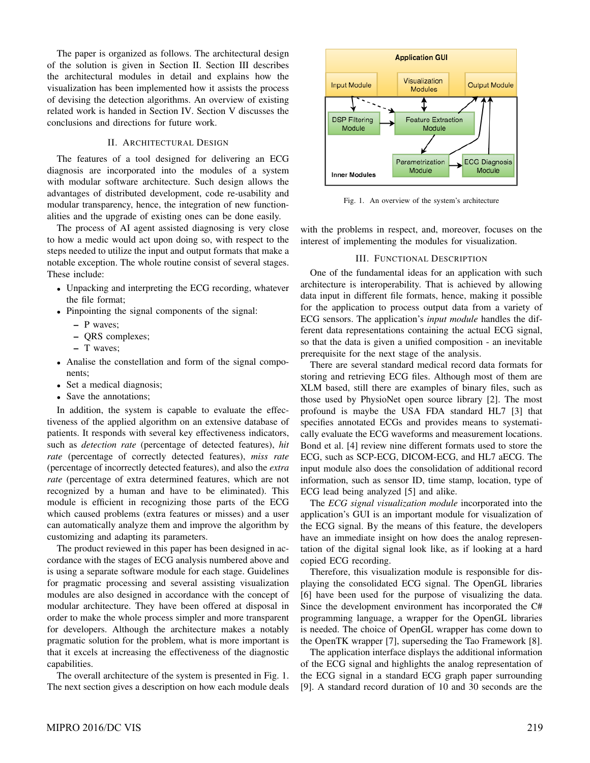The paper is organized as follows. The architectural design of the solution is given in Section II. Section III describes the architectural modules in detail and explains how the visualization has been implemented how it assists the process of devising the detection algorithms. An overview of existing related work is handed in Section IV. Section V discusses the conclusions and directions for future work.

## II. Architectural Design

The features of a tool designed for delivering an ECG diagnosis are incorporated into the modules of a system with modular software architecture. Such design allows the advantages of distributed development, code re-usability and modular transparency, hence, the integration of new functionalities and the upgrade of existing ones can be done easily.

The process of AI agent assisted diagnosing is very close to how a medic would act upon doing so, with respect to the steps needed to utilize the input and output formats that make a notable exception. The whole routine consist of several stages. These include:

- Unpacking and interpreting the ECG recording, whatever the file format;
- Pinpointing the signal components of the signal:
  - P waves;
  - QRS complexes;
  - T waves;
- Analise the constellation and form of the signal components;
- Set a medical diagnosis;
- Save the annotations;

In addition, the system is capable to evaluate the effectiveness of the applied algorithm on an extensive database of patients. It responds with several key effectiveness indicators, such as *detection rate* (percentage of detected features), *hit rate* (percentage of correctly detected features), *miss rate* (percentage of incorrectly detected features), and also the *extra rate* (percentage of extra determined features, which are not recognized by a human and have to be eliminated). This module is efficient in recognizing those parts of the ECG which caused problems (extra features or misses) and a user can automatically analyze them and improve the algorithm by customizing and adapting its parameters.

The product reviewed in this paper has been designed in accordance with the stages of ECG analysis numbered above and is using a separate software module for each stage. Guidelines for pragmatic processing and several assisting visualization modules are also designed in accordance with the concept of modular architecture. They have been offered at disposal in order to make the whole process simpler and more transparent for developers. Although the architecture makes a notably pragmatic solution for the problem, what is more important is that it excels at increasing the effectiveness of the diagnostic capabilities.

The overall architecture of the system is presented in Fig. 1. The next section gives a description on how each module deals with the problems in respect, and, moreover, focuses on the interest of implementing the modules for visualization.

Fig. 1. An overview of the system's architecture

## III. Functional Description

One of the fundamental ideas for an application with such architecture is interoperability. That is achieved by allowing data input in different file formats, hence, making it possible for the application to process output data from a variety of ECG sensors. The application's *input module* handles the different data representations containing the actual ECG signal, so that the data is given a unified composition - an inevitable prerequisite for the next stage of the analysis.

There are several standard medical record data formats for storing and retrieving ECG files. Although most of them are XLM based, still there are examples of binary files, such as those used by PhysioNet open source library [2]. The most profound is maybe the USA FDA standard HL7 [3] that specifies annotated ECGs and provides means to systematically evaluate the ECG waveforms and measurement locations. Bond et al. [4] review nine different formats used to store the ECG, such as SCP-ECG, DICOM-ECG, and HL7 aECG. The input module also does the consolidation of additional record information, such as sensor ID, time stamp, location, type of ECG lead being analyzed [5] and alike.

The *ECG signal visualization module* incorporated into the application's GUI is an important module for visualization of the ECG signal. By the means of this feature, the developers have an immediate insight on how does the analog representation of the digital signal look like, as if looking at a hard copied ECG recording.

Therefore, this visualization module is responsible for displaying the consolidated ECG signal. The OpenGL libraries [6] have been used for the purpose of visualizing the data. Since the development environment has incorporated the C# programming language, a wrapper for the OpenGL libraries is needed. The choice of OpenGL wrapper has come down to the OpenTK wrapper [7], superseding the Tao Framework [8].

The application interface displays the additional information of the ECG signal and highlights the analog representation of the ECG signal in a standard ECG graph paper surrounding [9]. A standard record duration of 10 and 30 seconds are the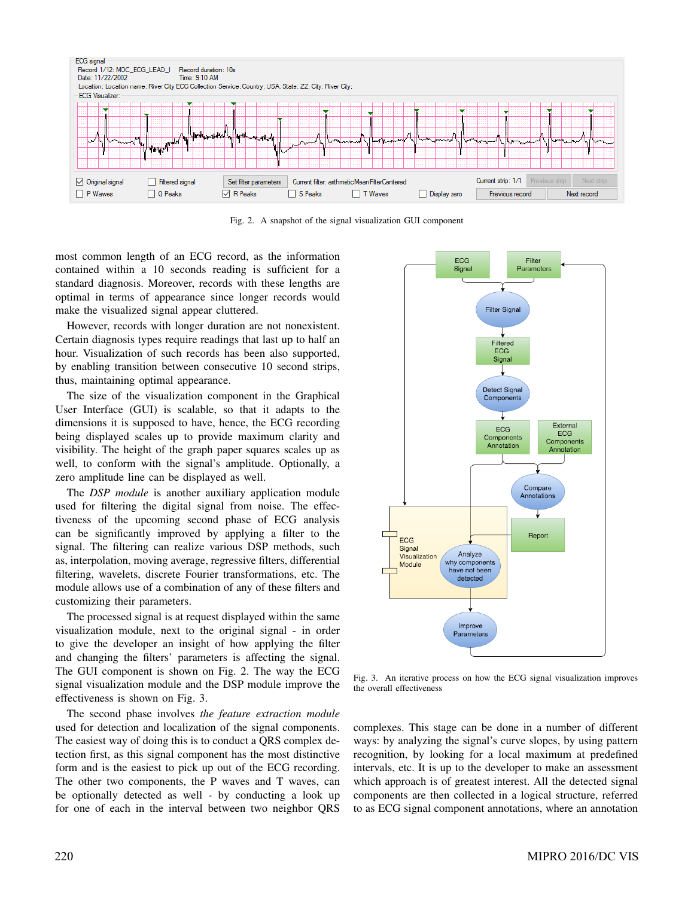Fig. 2. A snapshot of the signal visualization GUI component

most common length of an ECG record, as the information contained within a 10 seconds reading is sufficient for a standard diagnosis. Moreover, records with these lengths are optimal in terms of appearance since longer records would make the visualized signal appear cluttered.

However, records with longer duration are not nonexistent. Certain diagnosis types require readings that last up to half an hour. Visualization of such records has been also supported, by enabling transition between consecutive 10 second strips, thus, maintaining optimal appearance.

The size of the visualization component in the Graphical User Interface (GUI) is scalable, so that it adapts to the dimensions it is supposed to have, hence, the ECG recording being displayed scales up to provide maximum clarity and visibility. The height of the graph paper squares scales up as well, to conform with the signal's amplitude. Optionally, a zero amplitude line can be displayed as well.

The *DSP module* is another auxiliary application module used for filtering the digital signal from noise. The effectiveness of the upcoming second phase of ECG analysis can be significantly improved by applying a filter to the signal. The filtering can realize various DSP methods, such as, interpolation, moving average, regressive filters, differential filtering, wavelets, discrete Fourier transformations, etc. The module allows use of a combination of any of these filters and customizing their parameters.

The processed signal is at request displayed within the same visualization module, next to the original signal - in order to give the developer an insight of how applying the filter and changing the filters' parameters is affecting the signal. The GUI component is shown on Fig. 2. The way the ECG signal visualization module and the DSP module improve the effectiveness is shown on Fig. 3.

The second phase involves *the feature extraction module* used for detection and localization of the signal components. The easiest way of doing this is to conduct a QRS complex detection first, as this signal component has the most distinctive form and is the easiest to pick up out of the ECG recording. The other two components, the P waves and T waves, can be optionally detected as well - by conducting a look up for one of each in the interval between two neighbor QRS complexes. This stage can be done in a number of different ways: by analyzing the signal's curve slopes, by using pattern recognition, by looking for a local maximum at predefined intervals, etc. It is up to the developer to make an assessment which approach is of greatest interest. All the detected signal components are then collected in a logical structure, referred to as ECG signal component annotations, where an annotation

Fig. 3. An iterative process on how the ECG signal visualization improves the overall effectiveness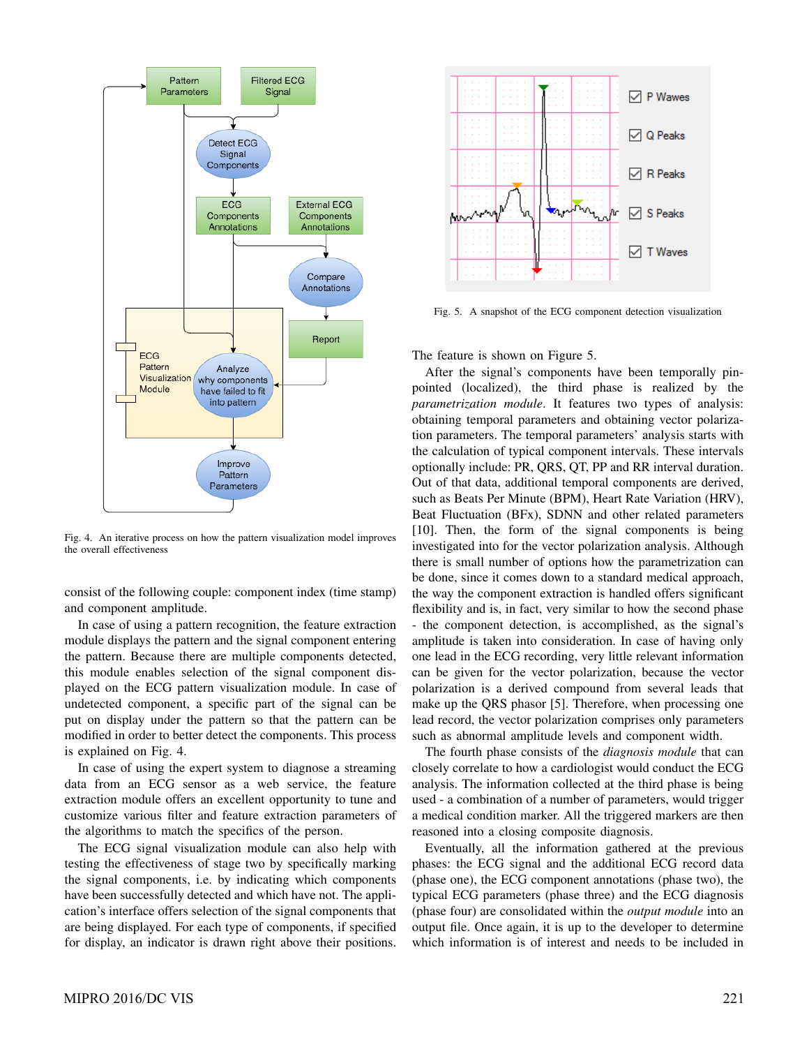Pattern Parameters

Filtered ECG Signal

Detect ECG Signal Components

ECG Components Annotations

External ECG Components Annotations

Compare Annotations

Report

ECG Pattern Visualization Module

Analyze why components have failed to fit into pattern

Improve Pattern Parameters

Fig. 4. An iterative process on how the pattern visualization model improves the overall effectiveness

consist of the following couple: component index (time stamp) and component amplitude.

In case of using a pattern recognition, the feature extraction module displays the pattern and the signal component entering the pattern. Because there are multiple components detected, this module enables selection of the signal component displayed on the ECG pattern visualization module. In case of undetected component, a specific part of the signal can be put on display under the pattern so that the pattern can be modified in order to better detect the components. This process is explained on Fig. 4.

In case of using the expert system to diagnose a streaming data from an ECG sensor as a web service, the feature extraction module offers an excellent opportunity to tune and customize various filter and feature extraction parameters of the algorithms to match the specifics of the person.

The ECG signal visualization module can also help with testing the effectiveness of stage two by specifically marking the signal components, i.e. by indicating which components have been successfully detected and which have not. The application's interface offers selection of the signal components that are being displayed. For each type of components, if specified for display, an indicator is drawn right above their positions.

P Wawes

Q Peaks

R Peaks

S Peaks

T Waves

Fig. 5. A snapshot of the ECG component detection visualization

The feature is shown on Figure 5.

After the signal's components have been temporally pinpointed (localized), the third phase is realized by the *parametrization module*. It features two types of analysis: obtaining temporal parameters and obtaining vector polarization parameters. The temporal parameters' analysis starts with the calculation of typical component intervals. These intervals optionally include: PR, QRS, QT, PP and RR interval duration. Out of that data, additional temporal components are derived, such as Beats Per Minute (BPM), Heart Rate Variation (HRV), Beat Fluctuation (BFx), SDNN and other related parameters [10]. Then, the form of the signal components is being investigated into for the vector polarization analysis. Although there is small number of options how the parametrization can be done, since it comes down to a standard medical approach, the way the component extraction is handled offers significant flexibility and is, in fact, very similar to how the second phase - the component detection, is accomplished, as the signal's amplitude is taken into consideration. In case of having only one lead in the ECG recording, very little relevant information can be given for the vector polarization, because the vector polarization is a derived compound from several leads that make up the QRS phasor [5]. Therefore, when processing one lead record, the vector polarization comprises only parameters such as abnormal amplitude levels and component width.

The fourth phase consists of the *diagnosis module* that can closely correlate to how a cardiologist would conduct the ECG analysis. The information collected at the third phase is being used - a combination of a number of parameters, would trigger a medical condition marker. All the triggered markers are then reasoned into a closing composite diagnosis.

Eventually, all the information gathered at the previous phases: the ECG signal and the additional ECG record data (phase one), the ECG component annotations (phase two), the typical ECG parameters (phase three) and the ECG diagnosis (phase four) are consolidated within the *output module* into an output file. Once again, it is up to the developer to determine which information is of interest and needs to be included in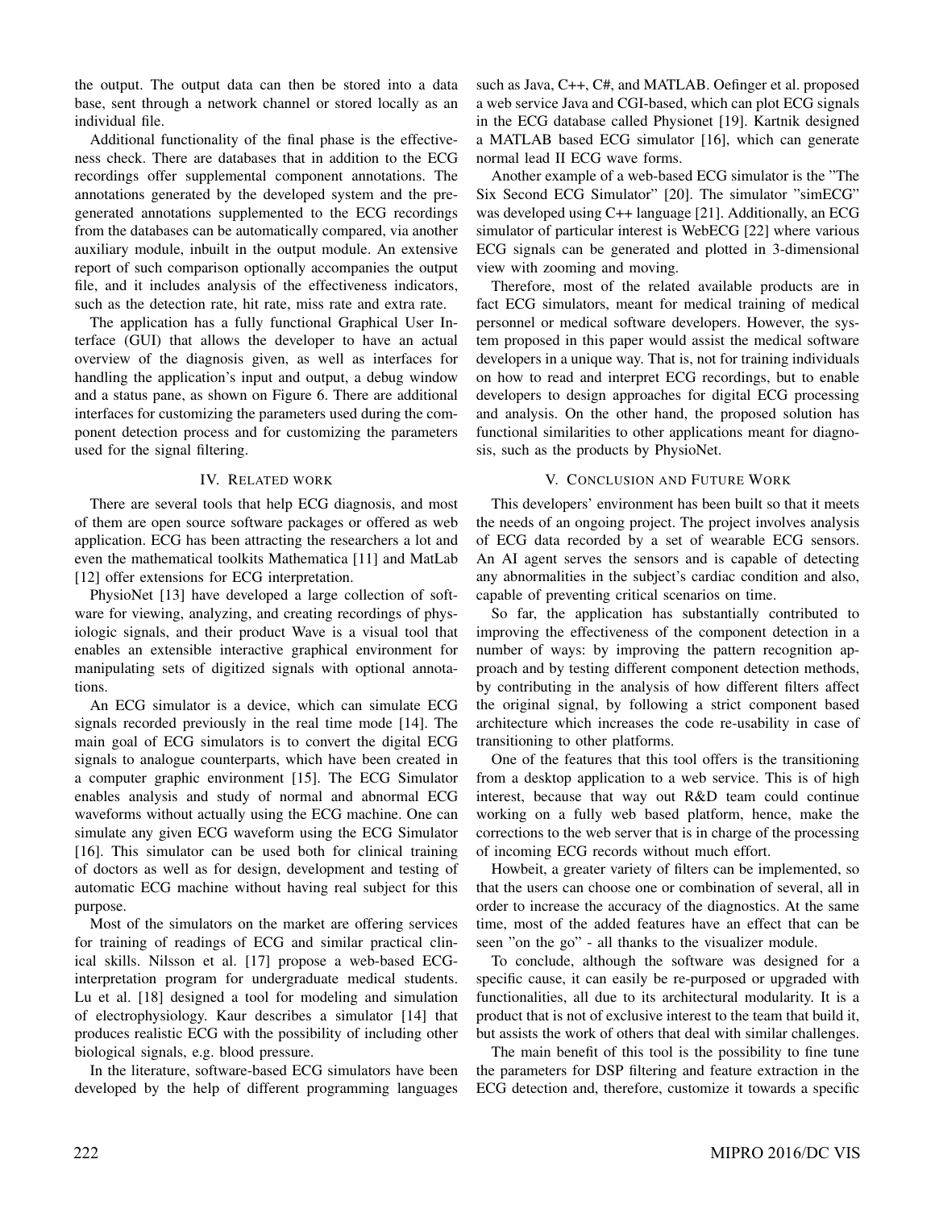the output. The output data can then be stored into a data base, sent through a network channel or stored locally as an individual file.

Additional functionality of the final phase is the effectiveness check. There are databases that in addition to the ECG recordings offer supplemental component annotations. The annotations generated by the developed system and the pre-generated annotations supplemented to the ECG recordings from the databases can be automatically compared, via another auxiliary module, inbuilt in the output module. An extensive report of such comparison optionally accompanies the output file, and it includes analysis of the effectiveness indicators, such as the detection rate, hit rate, miss rate and extra rate.

The application has a fully functional Graphical User Interface (GUI) that allows the developer to have an actual overview of the diagnosis given, as well as interfaces for handling the application's input and output, a debug window and a status pane, as shown on Figure 6. There are additional interfaces for customizing the parameters used during the component detection process and for customizing the parameters used for the signal filtering.

## IV. Related work

There are several tools that help ECG diagnosis, and most of them are open source software packages or offered as web application. ECG has been attracting the researchers a lot and even the mathematical toolkits Mathematica [11] and MatLab [12] offer extensions for ECG interpretation.

PhysioNet [13] have developed a large collection of software for viewing, analyzing, and creating recordings of physiologic signals, and their product Wave is a visual tool that enables an extensible interactive graphical environment for manipulating sets of digitized signals with optional annotations.

An ECG simulator is a device, which can simulate ECG signals recorded previously in the real time mode [14]. The main goal of ECG simulators is to convert the digital ECG signals to analogue counterparts, which have been created in a computer graphic environment [15]. The ECG Simulator enables analysis and study of normal and abnormal ECG waveforms without actually using the ECG machine. One can simulate any given ECG waveform using the ECG Simulator [16]. This simulator can be used both for clinical training of doctors as well as for design, development and testing of automatic ECG machine without having real subject for this purpose.

Most of the simulators on the market are offering services for training of readings of ECG and similar practical clinical skills. Nilsson et al. [17] propose a web-based ECG-interpretation program for undergraduate medical students. Lu et al. [18] designed a tool for modeling and simulation of electrophysiology. Kaur describes a simulator [14] that produces realistic ECG with the possibility of including other biological signals, e.g. blood pressure.

In the literature, software-based ECG simulators have been developed by the help of different programming languages such as Java, C++, C#, and MATLAB. Oefinger et al. proposed a web service Java and CGI-based, which can plot ECG signals in the ECG database called Physionet [19]. Kartnik designed a MATLAB based ECG simulator [16], which can generate normal lead II ECG wave forms.

Another example of a web-based ECG simulator is the "The Six Second ECG Simulator" [20]. The simulator "simECG" was developed using C++ language [21]. Additionally, an ECG simulator of particular interest is WebECG [22] where various ECG signals can be generated and plotted in 3-dimensional view with zooming and moving.

Therefore, most of the related available products are in fact ECG simulators, meant for medical training of medical personnel or medical software developers. However, the system proposed in this paper would assist the medical software developers in a unique way. That is, not for training individuals on how to read and interpret ECG recordings, but to enable developers to design approaches for digital ECG processing and analysis. On the other hand, the proposed solution has functional similarities to other applications meant for diagnosis, such as the products by PhysioNet.

## V. Conclusion and Future Work

This developers' environment has been built so that it meets the needs of an ongoing project. The project involves analysis of ECG data recorded by a set of wearable ECG sensors. An AI agent serves the sensors and is capable of detecting any abnormalities in the subject's cardiac condition and also, capable of preventing critical scenarios on time.

So far, the application has substantially contributed to improving the effectiveness of the component detection in a number of ways: by improving the pattern recognition approach and by testing different component detection methods, by contributing in the analysis of how different filters affect the original signal, by following a strict component based architecture which increases the code re-usability in case of transitioning to other platforms.

One of the features that this tool offers is the transitioning from a desktop application to a web service. This is of high interest, because that way out R&D team could continue working on a fully web based platform, hence, make the corrections to the web server that is in charge of the processing of incoming ECG records without much effort.

Howbeit, a greater variety of filters can be implemented, so that the users can choose one or combination of several, all in order to increase the accuracy of the diagnostics. At the same time, most of the added features have an effect that can be seen "on the go" - all thanks to the visualizer module.

To conclude, although the software was designed for a specific cause, it can easily be re-purposed or upgraded with functionalities, all due to its architectural modularity. It is a product that is not of exclusive interest to the team that build it, but assists the work of others that deal with similar challenges.

The main benefit of this tool is the possibility to fine tune the parameters for DSP filtering and feature extraction in the ECG detection and, therefore, customize it towards a specific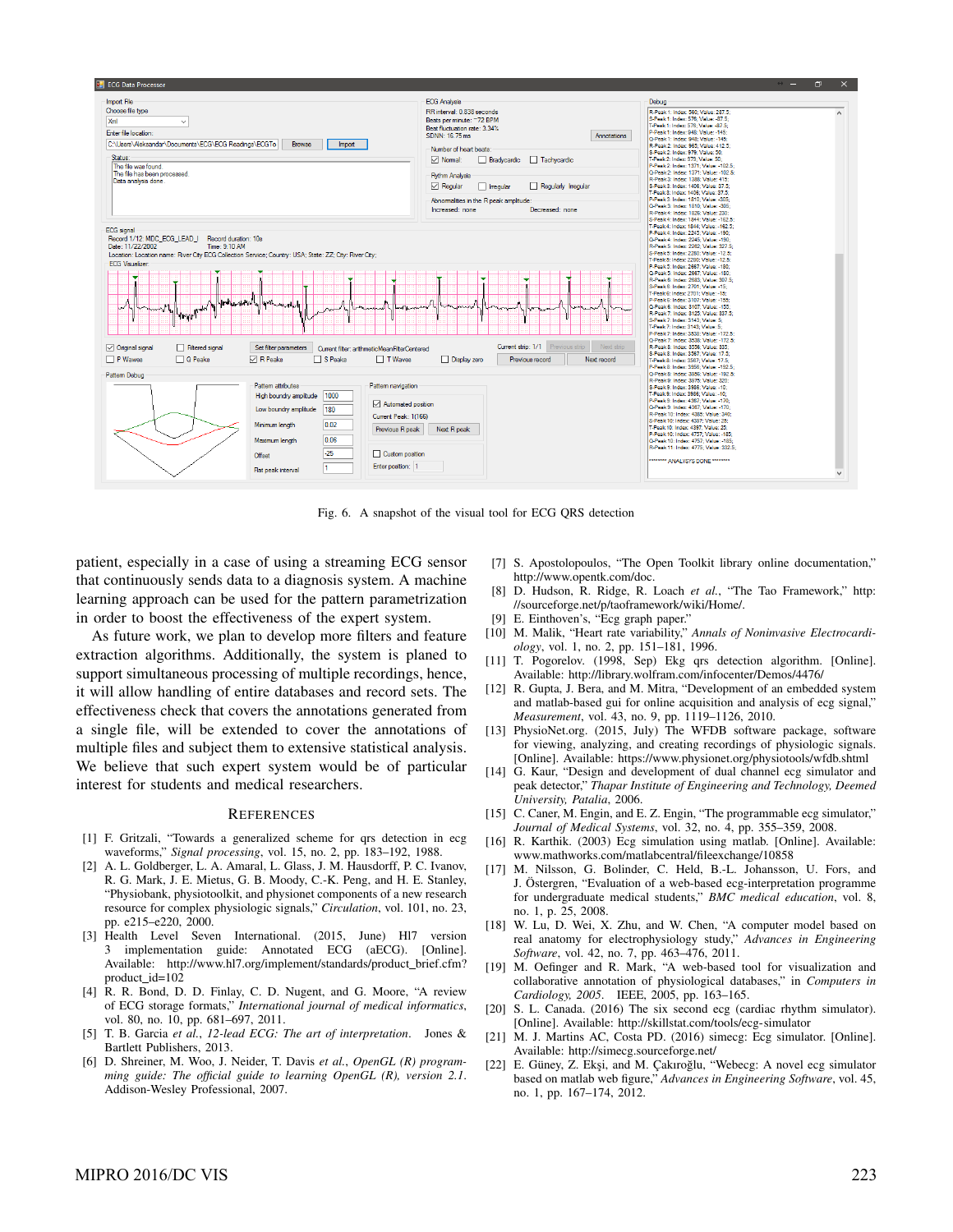Fig. 6. A snapshot of the visual tool for ECG QRS detection

patient, especially in a case of using a streaming ECG sensor that continuously sends data to a diagnosis system. A machine learning approach can be used for the pattern parametrization in order to boost the effectiveness of the expert system.

As future work, we plan to develop more filters and feature extraction algorithms. Additionally, the system is planed to support simultaneous processing of multiple recordings, hence, it will allow handling of entire databases and record sets. The effectiveness check that covers the annotations generated from a single file, will be extended to cover the annotations of multiple files and subject them to extensive statistical analysis. We believe that such expert system would be of particular interest for students and medical researchers.

## References

[1] F. Gritzali, "Towards a generalized scheme for qrs detection in ecg waveforms," *Signal processing*, vol. 15, no. 2, pp. 183–192, 1988.

[2] A. L. Goldberger, L. A. Amaral, L. Glass, J. M. Hausdorff, P. C. Ivanov, R. G. Mark, J. E. Mietus, G. B. Moody, C.-K. Peng, and H. E. Stanley, "Physiobank, physiotoolkit, and physionet components of a new research resource for complex physiologic signals," *Circulation*, vol. 101, no. 23, pp. e215–e220, 2000.

[3] Health Level Seven International. (2015, June) Hl7 version 3 implementation guide: Annotated ECG (aECG). [Online]. Available: http://www.hl7.org/implement/standards/product_brief.cfm?product_id=102

[4] R. R. Bond, D. D. Finlay, C. D. Nugent, and G. Moore, "A review of ECG storage formats," *International journal of medical informatics*, vol. 80, no. 10, pp. 681–697, 2011.

[5] T. B. Garcia *et al.*, *12-lead ECG: The art of interpretation*. Jones & Bartlett Publishers, 2013.

[6] D. Shreiner, M. Woo, J. Neider, T. Davis *et al.*, *OpenGL (R) programming guide: The official guide to learning OpenGL (R), version 2.1*. Addison-Wesley Professional, 2007.

[7] S. Apostolopoulos, "The Open Toolkit library online documentation," http://www.opentk.com/doc.

[8] D. Hudson, R. Ridge, R. Loach *et al.*, "The Tao Framework," http://sourceforge.net/p/taoframework/wiki/Home/.

[9] E. Einthoven's, "Ecg graph paper."

[10] M. Malik, "Heart rate variability," *Annals of Noninvasive Electrocardiology*, vol. 1, no. 2, pp. 151–181, 1996.

[11] T. Pogorelov. (1998, Sep) Ekg qrs detection algorithm. [Online]. Available: http://library.wolfram.com/infocenter/Demos/4476/

[12] R. Gupta, J. Bera, and M. Mitra, "Development of an embedded system and matlab-based gui for online acquisition and analysis of ecg signal," *Measurement*, vol. 43, no. 9, pp. 1119–1126, 2010.

[13] PhysioNet.org. (2015, July) The WFDB software package, software for viewing, analyzing, and creating recordings of physiologic signals. [Online]. Available: https://www.physionet.org/physiotools/wfdb.shtml

[14] G. Kaur, "Design and development of dual channel ecg simulator and peak detector," *Thapar Institute of Engineering and Technology, Deemed University, Patalia*, 2006.

[15] C. Caner, M. Engin, and E. Z. Engin, "The programmable ecg simulator," *Journal of Medical Systems*, vol. 32, no. 4, pp. 355–359, 2008.

[16] R. Karthik. (2003) Ecg simulation using matlab. [Online]. Available: www.mathworks.com/matlabcentral/fileexchange/10858

[17] M. Nilsson, G. Bolinder, C. Held, B.-L. Johansson, U. Fors, and J. Östergren, "Evaluation of a web-based ecg-interpretation programme for undergraduate medical students," *BMC medical education*, vol. 8, no. 1, p. 25, 2008.

[18] W. Lu, D. Wei, X. Zhu, and W. Chen, "A computer model based on real anatomy for electrophysiology study," *Advances in Engineering Software*, vol. 42, no. 7, pp. 463–476, 2011.

[19] M. Oefinger and R. Mark, "A web-based tool for visualization and collaborative annotation of physiological databases," in *Computers in Cardiology, 2005*. IEEE, 2005, pp. 163–165.

[20] S. L. Canada. (2016) The six second ecg (cardiac rhythm simulator). [Online]. Available: http://skillstat.com/tools/ecg-simulator

[21] M. J. Martins AC, Costa PD. (2016) simecg: Ecg simulator. [Online]. Available: http://simecg.sourceforge.net/

[22] E. Güney, Z. Ekşi, and M. Çakıroğlu, "Webecg: A novel ecg simulator based on matlab web figure," *Advances in Engineering Software*, vol. 45, no. 1, pp. 167–174, 2012.